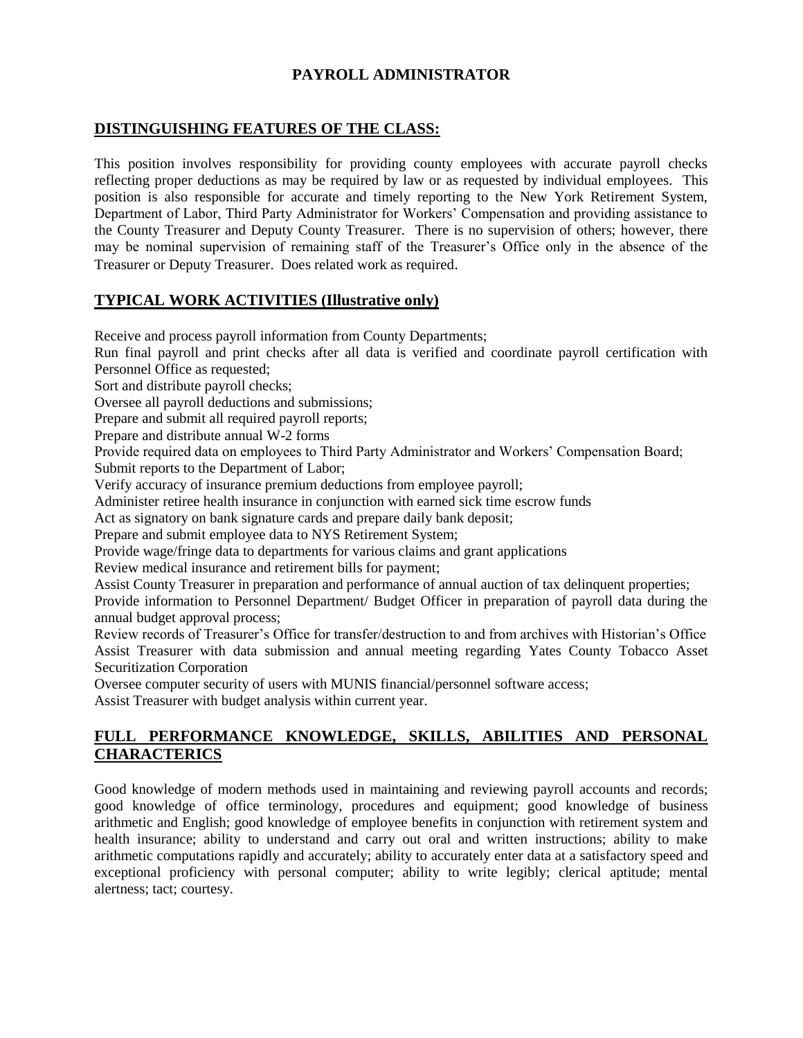# PAYROLL ADMINISTRATOR

## DISTINGUISHING FEATURES OF THE CLASS:

This position involves responsibility for providing county employees with accurate payroll checks reflecting proper deductions as may be required by law or as requested by individual employees. This position is also responsible for accurate and timely reporting to the New York Retirement System, Department of Labor, Third Party Administrator for Workers' Compensation and providing assistance to the County Treasurer and Deputy County Treasurer. There is no supervision of others; however, there may be nominal supervision of remaining staff of the Treasurer's Office only in the absence of the Treasurer or Deputy Treasurer. Does related work as required.

## TYPICAL WORK ACTIVITIES (Illustrative only)

Receive and process payroll information from County Departments;
Run final payroll and print checks after all data is verified and coordinate payroll certification with Personnel Office as requested;
Sort and distribute payroll checks;
Oversee all payroll deductions and submissions;
Prepare and submit all required payroll reports;
Prepare and distribute annual W-2 forms
Provide required data on employees to Third Party Administrator and Workers' Compensation Board;
Submit reports to the Department of Labor;
Verify accuracy of insurance premium deductions from employee payroll;
Administer retiree health insurance in conjunction with earned sick time escrow funds
Act as signatory on bank signature cards and prepare daily bank deposit;
Prepare and submit employee data to NYS Retirement System;
Provide wage/fringe data to departments for various claims and grant applications
Review medical insurance and retirement bills for payment;
Assist County Treasurer in preparation and performance of annual auction of tax delinquent properties;
Provide information to Personnel Department/ Budget Officer in preparation of payroll data during the annual budget approval process;
Review records of Treasurer's Office for transfer/destruction to and from archives with Historian's Office
Assist Treasurer with data submission and annual meeting regarding Yates County Tobacco Asset Securitization Corporation
Oversee computer security of users with MUNIS financial/personnel software access;
Assist Treasurer with budget analysis within current year.

## FULL PERFORMANCE KNOWLEDGE, SKILLS, ABILITIES AND PERSONAL CHARACTERICS

Good knowledge of modern methods used in maintaining and reviewing payroll accounts and records; good knowledge of office terminology, procedures and equipment; good knowledge of business arithmetic and English; good knowledge of employee benefits in conjunction with retirement system and health insurance; ability to understand and carry out oral and written instructions; ability to make arithmetic computations rapidly and accurately; ability to accurately enter data at a satisfactory speed and exceptional proficiency with personal computer; ability to write legibly; clerical aptitude; mental alertness; tact; courtesy.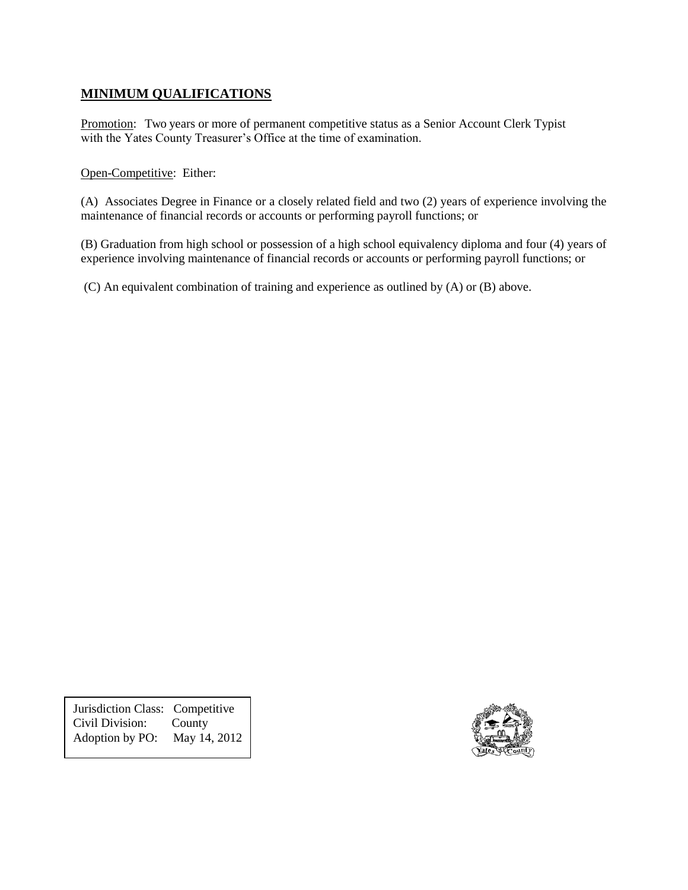## **MINIMUM QUALIFICATIONS**

Promotion: Two years or more of permanent competitive status as a Senior Account Clerk Typist with the Yates County Treasurer's Office at the time of examination.

Open-Competitive: Either:

(A) Associates Degree in Finance or a closely related field and two (2) years of experience involving the maintenance of financial records or accounts or performing payroll functions; or

(B) Graduation from high school or possession of a high school equivalency diploma and four (4) years of experience involving maintenance of financial records or accounts or performing payroll functions; or

(C) An equivalent combination of training and experience as outlined by (A) or (B) above.

Jurisdiction Class: Competitive
Civil Division: County
Adoption by PO: May 14, 2012